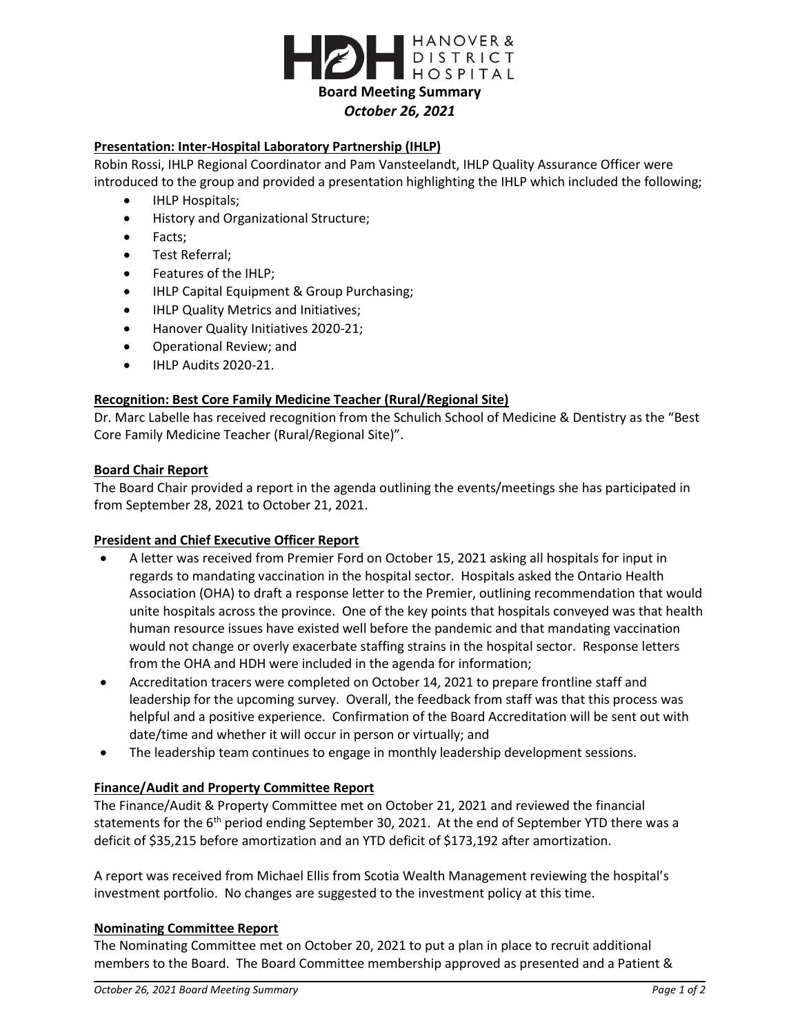# HANOVER & DISTRICT HOSPITAL

## Board Meeting Summary

### *October 26, 2021*

**Presentation: Inter-Hospital Laboratory Partnership (IHLP)**

Robin Rossi, IHLP Regional Coordinator and Pam Vansteelandt, IHLP Quality Assurance Officer were introduced to the group and provided a presentation highlighting the IHLP which included the following;

- IHLP Hospitals;
- History and Organizational Structure;
- Facts;
- Test Referral;
- Features of the IHLP;
- IHLP Capital Equipment & Group Purchasing;
- IHLP Quality Metrics and Initiatives;
- Hanover Quality Initiatives 2020-21;
- Operational Review; and
- IHLP Audits 2020-21.

**Recognition: Best Core Family Medicine Teacher (Rural/Regional Site)**

Dr. Marc Labelle has received recognition from the Schulich School of Medicine & Dentistry as the "Best Core Family Medicine Teacher (Rural/Regional Site)".

**Board Chair Report**

The Board Chair provided a report in the agenda outlining the events/meetings she has participated in from September 28, 2021 to October 21, 2021.

**President and Chief Executive Officer Report**

- A letter was received from Premier Ford on October 15, 2021 asking all hospitals for input in regards to mandating vaccination in the hospital sector. Hospitals asked the Ontario Health Association (OHA) to draft a response letter to the Premier, outlining recommendation that would unite hospitals across the province. One of the key points that hospitals conveyed was that health human resource issues have existed well before the pandemic and that mandating vaccination would not change or overly exacerbate staffing strains in the hospital sector. Response letters from the OHA and HDH were included in the agenda for information;
- Accreditation tracers were completed on October 14, 2021 to prepare frontline staff and leadership for the upcoming survey. Overall, the feedback from staff was that this process was helpful and a positive experience. Confirmation of the Board Accreditation will be sent out with date/time and whether it will occur in person or virtually; and
- The leadership team continues to engage in monthly leadership development sessions.

**Finance/Audit and Property Committee Report**

The Finance/Audit & Property Committee met on October 21, 2021 and reviewed the financial statements for the 6th period ending September 30, 2021. At the end of September YTD there was a deficit of $35,215 before amortization and an YTD deficit of $173,192 after amortization.

A report was received from Michael Ellis from Scotia Wealth Management reviewing the hospital's investment portfolio. No changes are suggested to the investment policy at this time.

**Nominating Committee Report**

The Nominating Committee met on October 20, 2021 to put a plan in place to recruit additional members to the Board. The Board Committee membership approved as presented and a Patient &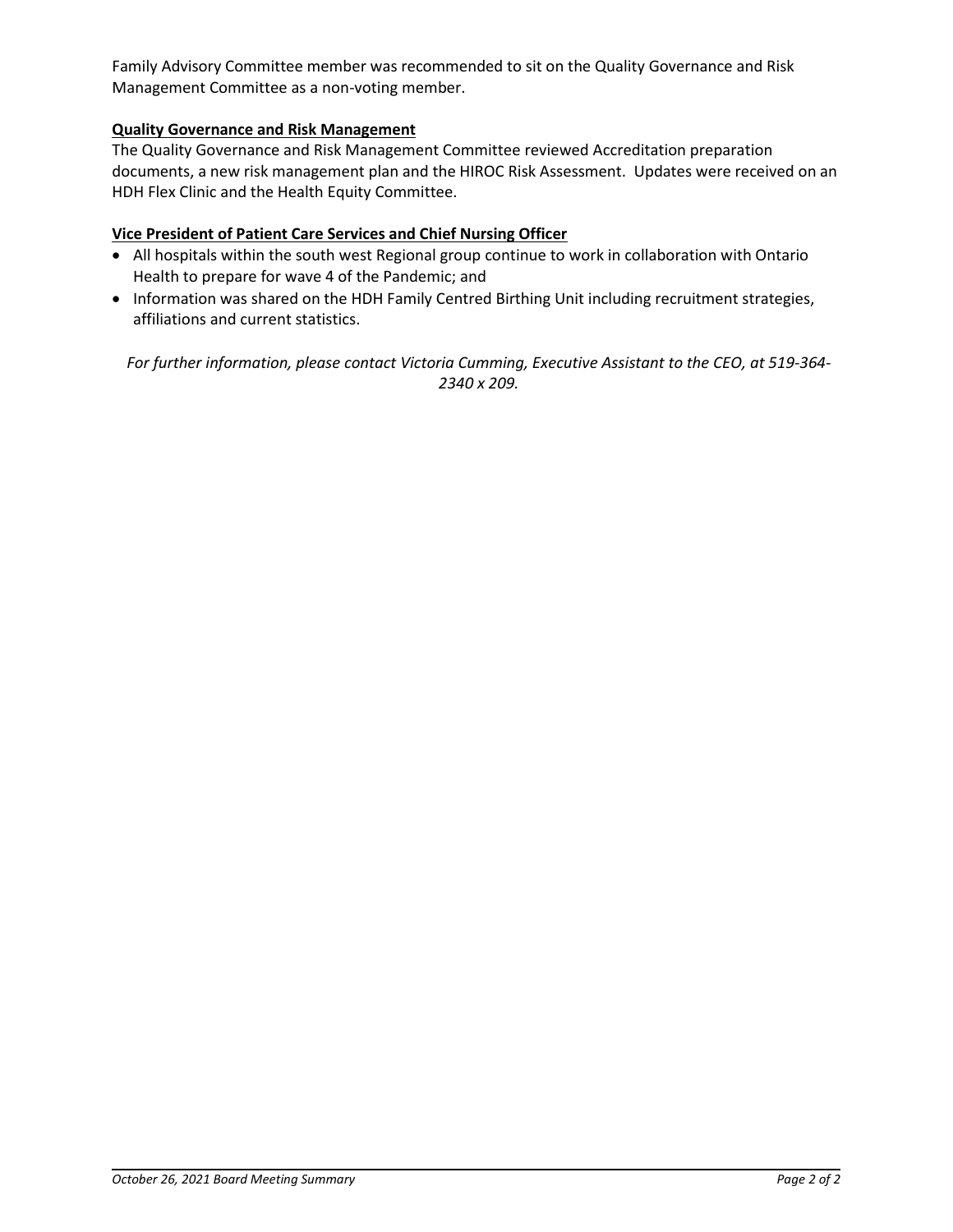Family Advisory Committee member was recommended to sit on the Quality Governance and Risk Management Committee as a non-voting member.

**Quality Governance and Risk Management**

The Quality Governance and Risk Management Committee reviewed Accreditation preparation documents, a new risk management plan and the HIROC Risk Assessment. Updates were received on an HDH Flex Clinic and the Health Equity Committee.

**Vice President of Patient Care Services and Chief Nursing Officer**

- All hospitals within the south west Regional group continue to work in collaboration with Ontario Health to prepare for wave 4 of the Pandemic; and
- Information was shared on the HDH Family Centred Birthing Unit including recruitment strategies, affiliations and current statistics.

*For further information, please contact Victoria Cumming, Executive Assistant to the CEO, at 519-364-2340 x 209.*